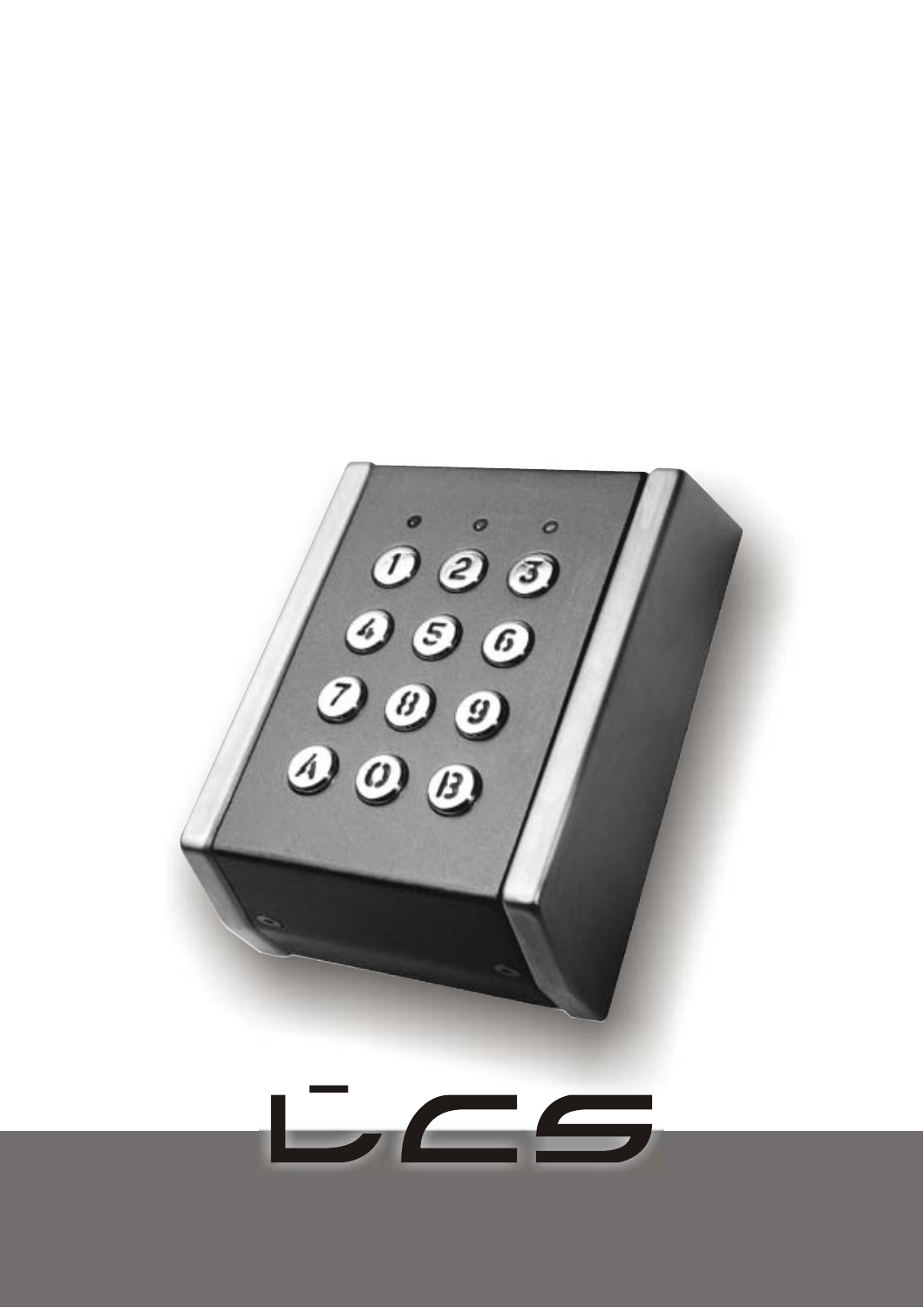LCS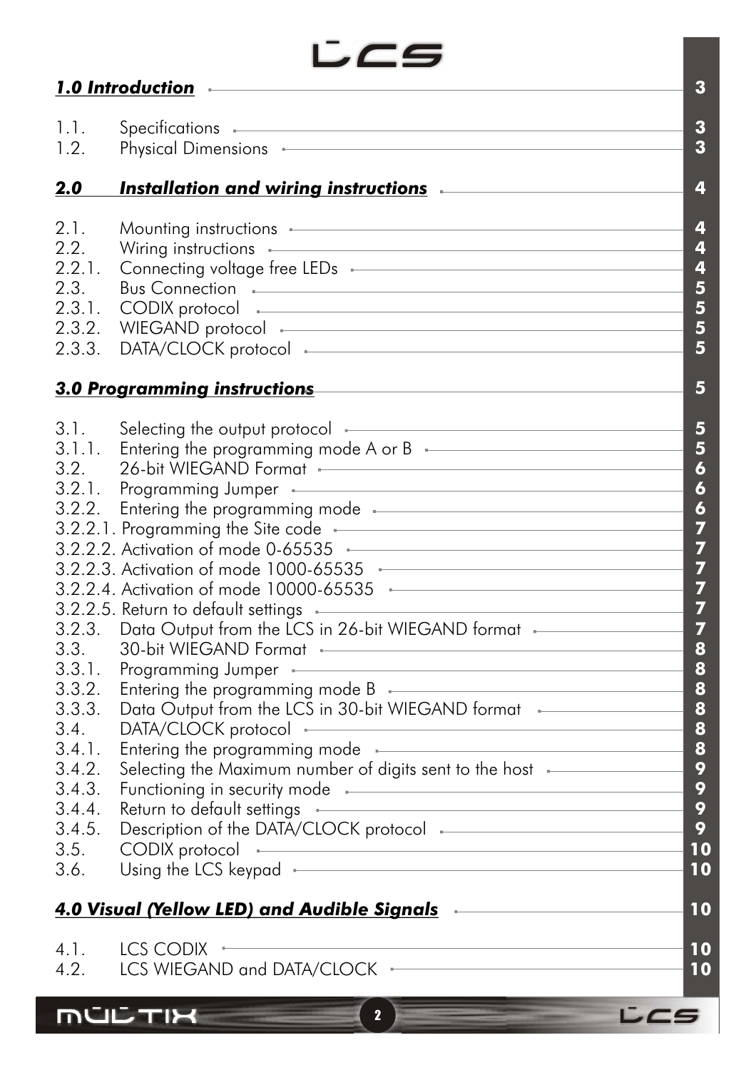**LCS**

| | | |
|---|---|---|
| ***1.0 Introduction*** | | **3** |
| 1.1. | Specifications | **3** |
| 1.2. | Physical Dimensions | **3** |
| ***2.0*** | ***Installation and wiring instructions*** | **4** |
| 2.1. | Mounting instructions | **4** |
| 2.2. | Wiring instructions | **4** |
| 2.2.1. | Connecting voltage free LEDs | **4** |
| 2.3. | Bus Connection | **5** |
| 2.3.1. | CODIX protocol | **5** |
| 2.3.2. | WIEGAND protocol | **5** |
| 2.3.3. | DATA/CLOCK protocol | **5** |
| ***3.0 Programming instructions*** | | **5** |
| 3.1. | Selecting the output protocol | **5** |
| 3.1.1. | Entering the programming mode A or B | **5** |
| 3.2. | 26-bit WIEGAND Format | **6** |
| 3.2.1. | Programming Jumper | **6** |
| 3.2.2. | Entering the programming mode | **6** |
| 3.2.2.1. | Programming the Site code | **7** |
| 3.2.2.2. | Activation of mode 0-65535 | **7** |
| 3.2.2.3. | Activation of mode 1000-65535 | **7** |
| 3.2.2.4. | Activation of mode 10000-65535 | **7** |
| 3.2.2.5. | Return to default settings | **7** |
| 3.2.3. | Data Output from the LCS in 26-bit WIEGAND format | **7** |
| 3.3. | 30-bit WIEGAND Format | **8** |
| 3.3.1. | Programming Jumper | **8** |
| 3.3.2. | Entering the programming mode B | **8** |
| 3.3.3. | Data Output from the LCS in 30-bit WIEGAND format | **8** |
| 3.4. | DATA/CLOCK protocol | **8** |
| 3.4.1. | Entering the programming mode | **8** |
| 3.4.2. | Selecting the Maximum number of digits sent to the host | **9** |
| 3.4.3. | Functioning in security mode | **9** |
| 3.4.4. | Return to default settings | **9** |
| 3.4.5. | Description of the DATA/CLOCK protocol | **9** |
| 3.5. | CODIX protocol | **10** |
| 3.6. | Using the LCS keypad | **10** |
| ***4.0 Visual (Yellow LED) and Audible Signals*** | | **10** |
| 4.1. | LCS CODIX | **10** |
| 4.2. | LCS WIEGAND and DATA/CLOCK | **10** |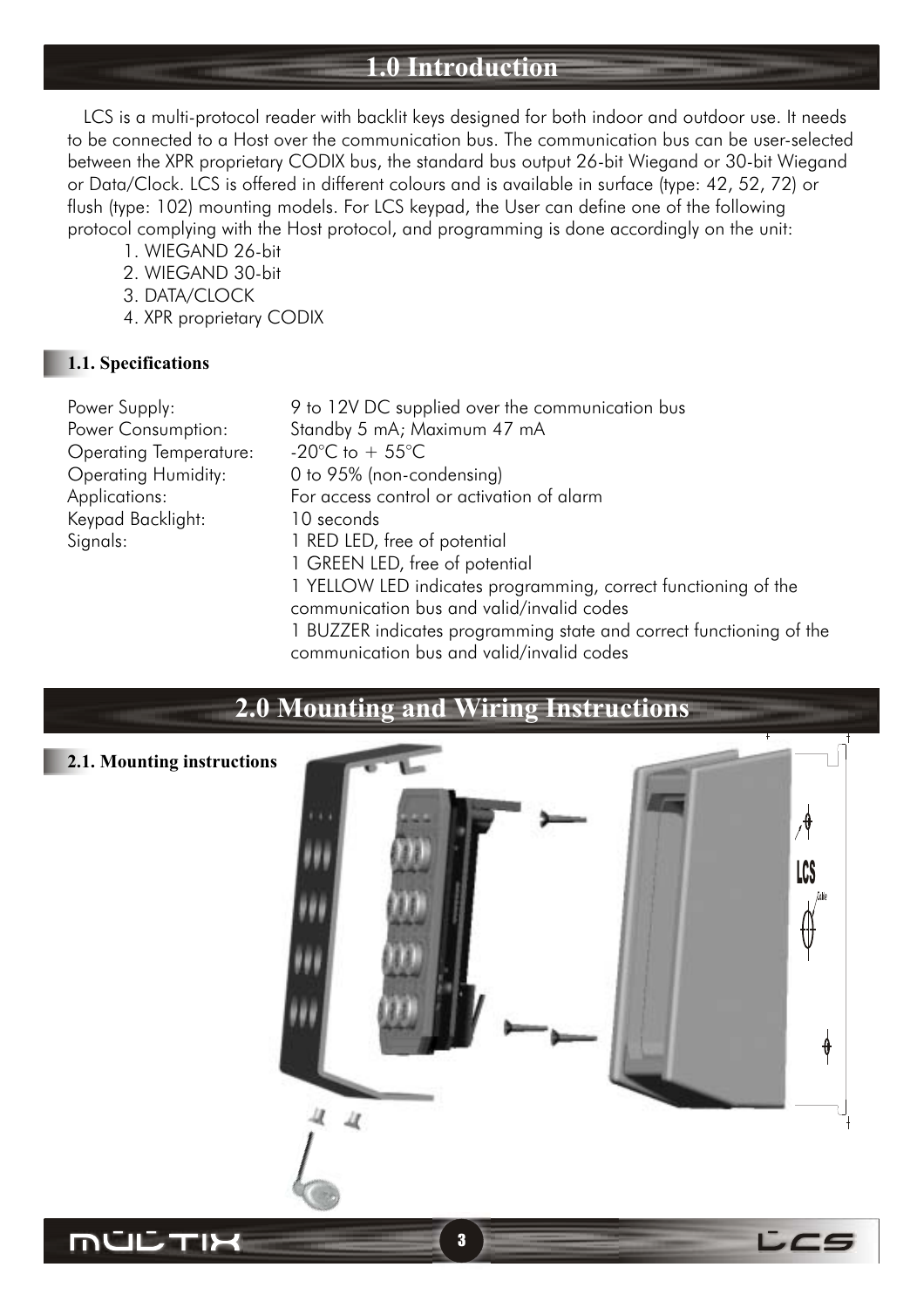# 1.0 Introduction

LCS is a multi-protocol reader with backlit keys designed for both indoor and outdoor use. It needs to be connected to a Host over the communication bus. The communication bus can be user-selected between the XPR proprietary CODIX bus, the standard bus output 26-bit Wiegand or 30-bit Wiegand or Data/Clock. LCS is offered in different colours and is available in surface (type: 42, 52, 72) or flush (type: 102) mounting models. For LCS keypad, the User can define one of the following protocol complying with the Host protocol, and programming is done accordingly on the unit:

1. WIEGAND 26-bit
2. WIEGAND 30-bit
3. DATA/CLOCK
4. XPR proprietary CODIX

## 1.1. Specifications

| | |
|---|---|
| Power Supply: | 9 to 12V DC supplied over the communication bus |
| Power Consumption: | Standby 5 mA; Maximum 47 mA |
| Operating Temperature: | -20°C to + 55°C |
| Operating Humidity: | 0 to 95% (non-condensing) |
| Applications: | For access control or activation of alarm |
| Keypad Backlight: | 10 seconds |
| Signals: | 1 RED LED, free of potential<br>1 GREEN LED, free of potential<br>1 YELLOW LED indicates programming, correct functioning of the communication bus and valid/invalid codes<br>1 BUZZER indicates programming state and correct functioning of the communication bus and valid/invalid codes |

# 2.0 Mounting and Wiring Instructions

## 2.1. Mounting instructions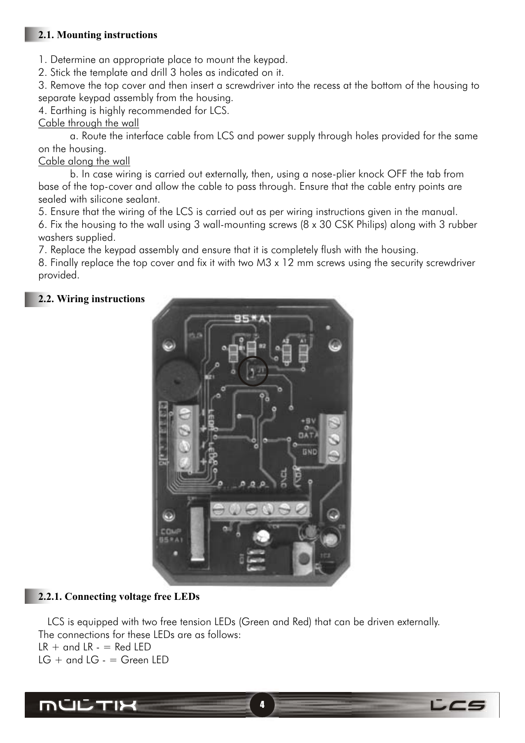## 2.1. Mounting instructions

1. Determine an appropriate place to mount the keypad.
2. Stick the template and drill 3 holes as indicated on it.
3. Remove the top cover and then insert a screwdriver into the recess at the bottom of the housing to separate keypad assembly from the housing.
4. Earthing is highly recommended for LCS.

<u>Cable through the wall</u>

a. Route the interface cable from LCS and power supply through holes provided for the same on the housing.

<u>Cable along the wall</u>

b. In case wiring is carried out externally, then, using a nose-plier knock OFF the tab from base of the top-cover and allow the cable to pass through. Ensure that the cable entry points are sealed with silicone sealant.

5. Ensure that the wiring of the LCS is carried out as per wiring instructions given in the manual.
6. Fix the housing to the wall using 3 wall-mounting screws (8 x 30 CSK Philips) along with 3 rubber washers supplied.
7. Replace the keypad assembly and ensure that it is completely flush with the housing.
8. Finally replace the top cover and fix it with two M3 x 12 mm screws using the security screwdriver provided.

## 2.2. Wiring instructions

### 2.2.1. Connecting voltage free LEDs

LCS is equipped with two free tension LEDs (Green and Red) that can be driven externally. The connections for these LEDs are as follows:

LR + and LR - = Red LED

LG + and LG - = Green LED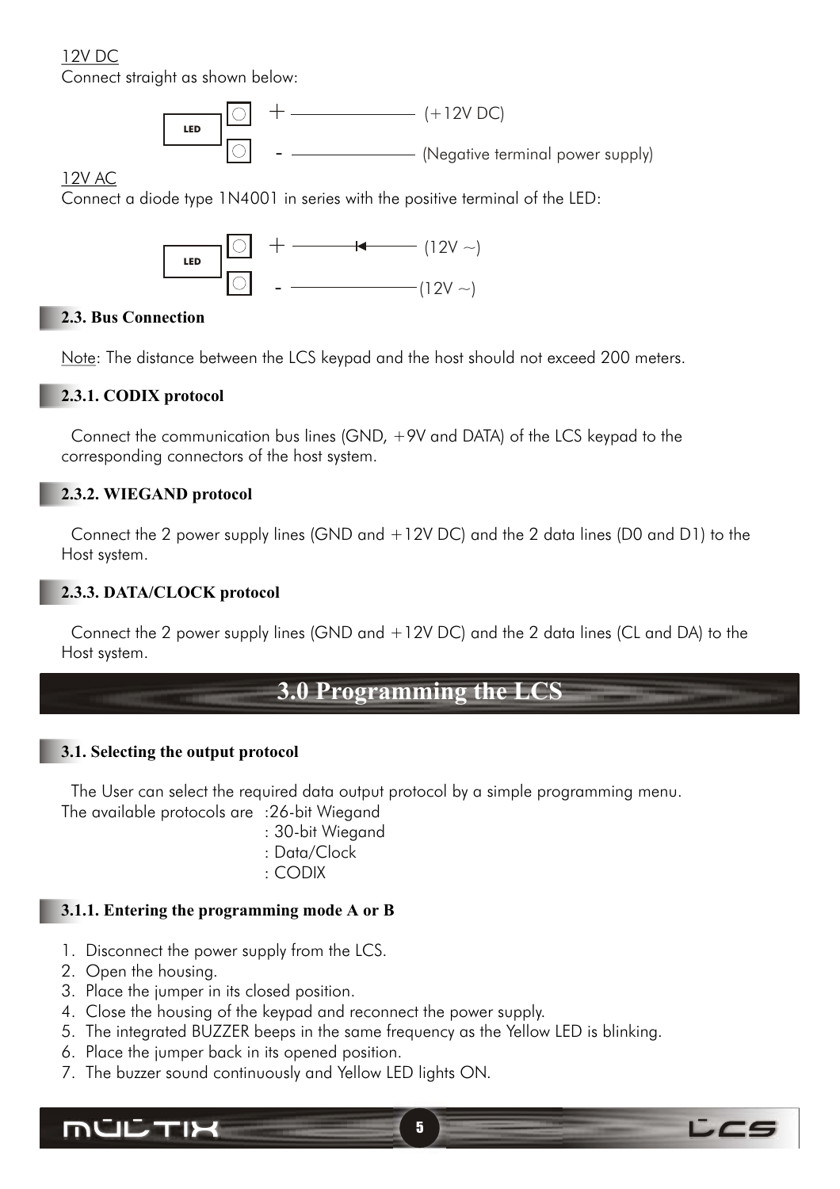12V DC

Connect straight as shown below:

LED + ———————— (+12V DC)

LED - ———————— (Negative terminal power supply)

12V AC

Connect a diode type 1N4001 in series with the positive terminal of the LED:

LED + ——▶|—— (12V ~)

LED - ———————— (12V ~)

### 2.3. Bus Connection

Note: The distance between the LCS keypad and the host should not exceed 200 meters.

#### 2.3.1. CODIX protocol

Connect the communication bus lines (GND, +9V and DATA) of the LCS keypad to the corresponding connectors of the host system.

#### 2.3.2. WIEGAND protocol

Connect the 2 power supply lines (GND and +12V DC) and the 2 data lines (D0 and D1) to the Host system.

#### 2.3.3. DATA/CLOCK protocol

Connect the 2 power supply lines (GND and +12V DC) and the 2 data lines (CL and DA) to the Host system.

# 3.0 Programming the LCS

### 3.1. Selecting the output protocol

The User can select the required data output protocol by a simple programming menu.

The available protocols are :26-bit Wiegand
: 30-bit Wiegand
: Data/Clock
: CODIX

#### 3.1.1. Entering the programming mode A or B

1. Disconnect the power supply from the LCS.
2. Open the housing.
3. Place the jumper in its closed position.
4. Close the housing of the keypad and reconnect the power supply.
5. The integrated BUZZER beeps in the same frequency as the Yellow LED is blinking.
6. Place the jumper back in its opened position.
7. The buzzer sound continuously and Yellow LED lights ON.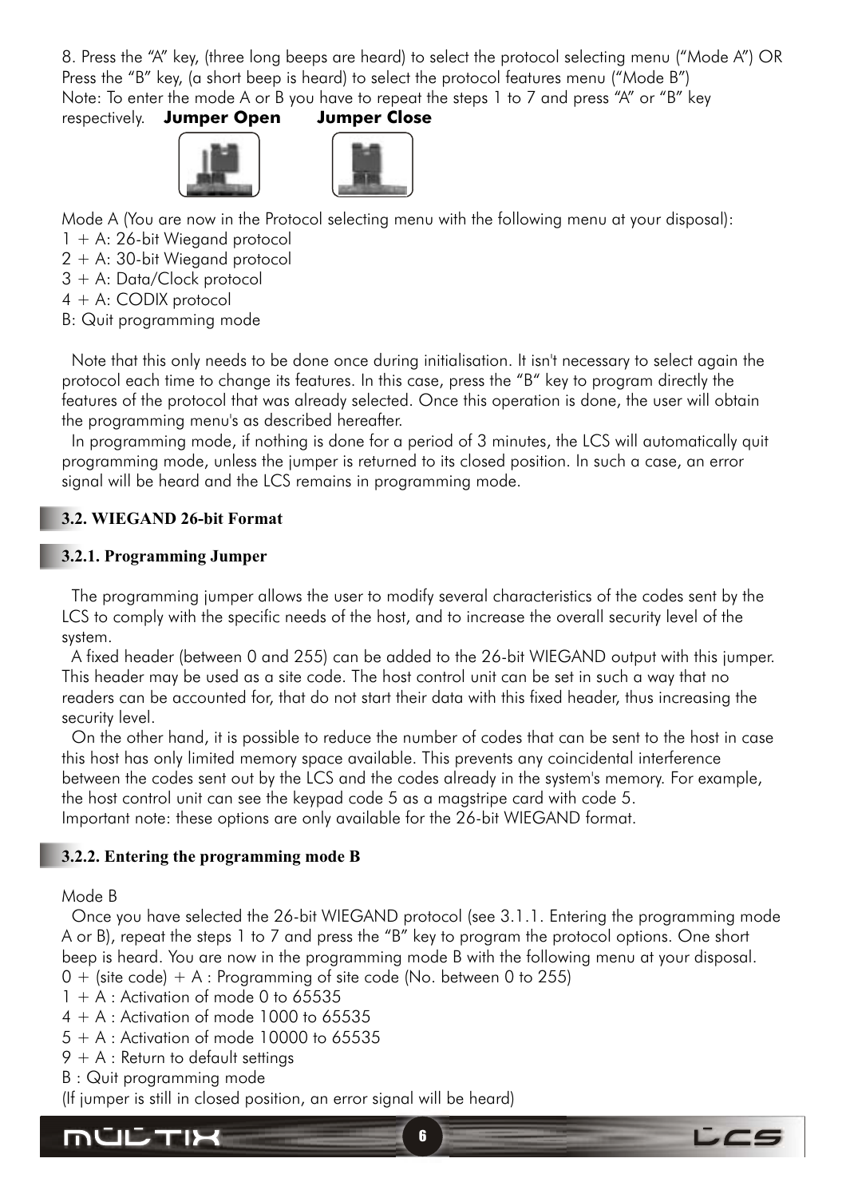8. Press the "A" key, (three long beeps are heard) to select the protocol selecting menu ("Mode A") OR Press the "B" key, (a short beep is heard) to select the protocol features menu ("Mode B")
Note: To enter the mode A or B you have to repeat the steps 1 to 7 and press "A" or "B" key respectively. **Jumper Open** **Jumper Close**

Mode A (You are now in the Protocol selecting menu with the following menu at your disposal):
1 + A: 26-bit Wiegand protocol
2 + A: 30-bit Wiegand protocol
3 + A: Data/Clock protocol
4 + A: CODIX protocol
B: Quit programming mode

Note that this only needs to be done once during initialisation. It isn't necessary to select again the protocol each time to change its features. In this case, press the "B" key to program directly the features of the protocol that was already selected. Once this operation is done, the user will obtain the programming menu's as described hereafter.

In programming mode, if nothing is done for a period of 3 minutes, the LCS will automatically quit programming mode, unless the jumper is returned to its closed position. In such a case, an error signal will be heard and the LCS remains in programming mode.

## 3.2. WIEGAND 26-bit Format

### 3.2.1. Programming Jumper

The programming jumper allows the user to modify several characteristics of the codes sent by the LCS to comply with the specific needs of the host, and to increase the overall security level of the system.

A fixed header (between 0 and 255) can be added to the 26-bit WIEGAND output with this jumper. This header may be used as a site code. The host control unit can be set in such a way that no readers can be accounted for, that do not start their data with this fixed header, thus increasing the security level.

On the other hand, it is possible to reduce the number of codes that can be sent to the host in case this host has only limited memory space available. This prevents any coincidental interference between the codes sent out by the LCS and the codes already in the system's memory. For example, the host control unit can see the keypad code 5 as a magstripe card with code 5.
Important note: these options are only available for the 26-bit WIEGAND format.

### 3.2.2. Entering the programming mode B

Mode B

Once you have selected the 26-bit WIEGAND protocol (see 3.1.1. Entering the programming mode A or B), repeat the steps 1 to 7 and press the "B" key to program the protocol options. One short beep is heard. You are now in the programming mode B with the following menu at your disposal.
0 + (site code) + A : Programming of site code (No. between 0 to 255)
1 + A : Activation of mode 0 to 65535
4 + A : Activation of mode 1000 to 65535
5 + A : Activation of mode 10000 to 65535
9 + A : Return to default settings
B : Quit programming mode
(If jumper is still in closed position, an error signal will be heard)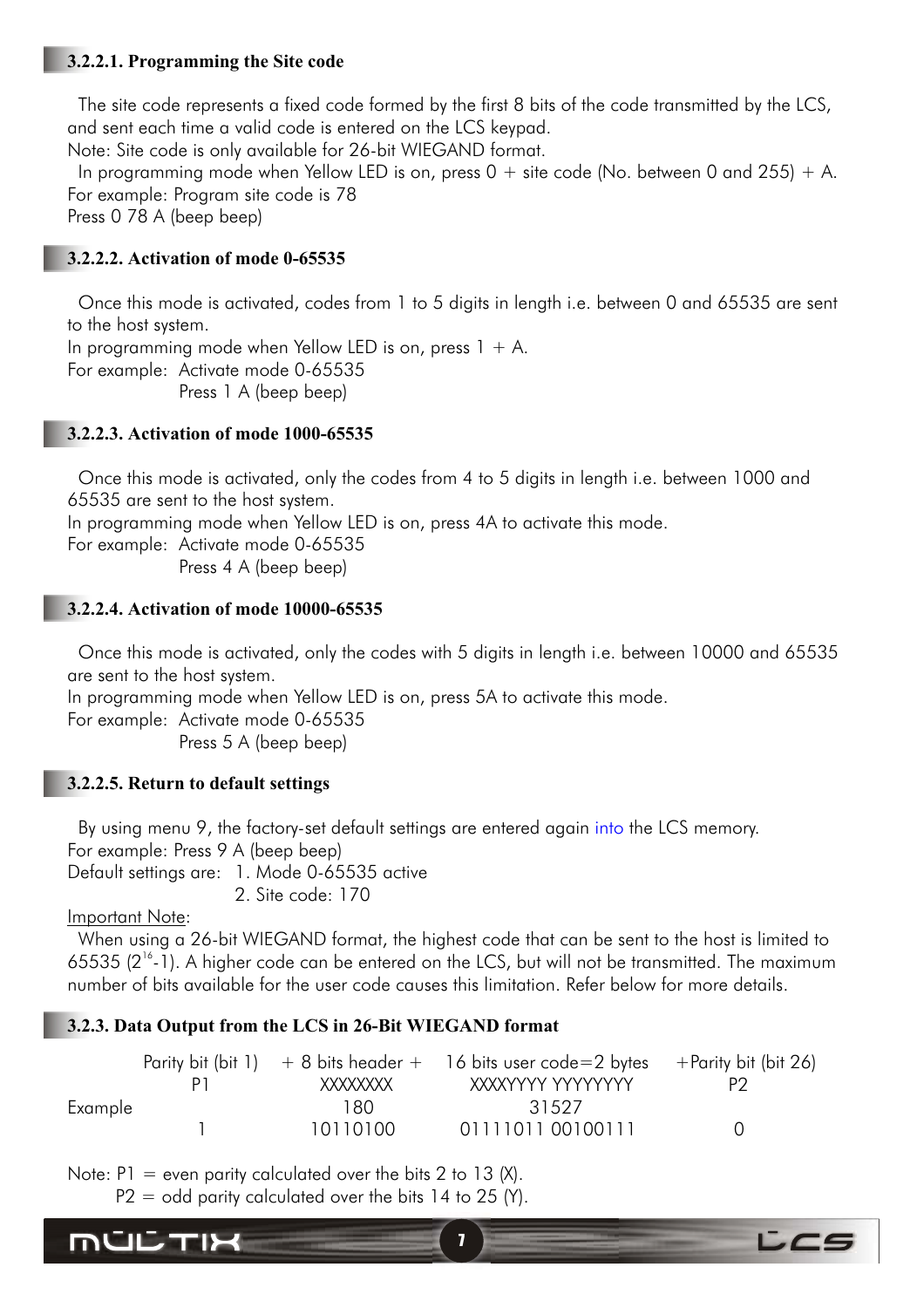### 3.2.2.1. Programming the Site code

The site code represents a fixed code formed by the first 8 bits of the code transmitted by the LCS, and sent each time a valid code is entered on the LCS keypad.
Note: Site code is only available for 26-bit WIEGAND format.
In programming mode when Yellow LED is on, press 0 + site code (No. between 0 and 255) + A.
For example: Program site code is 78
Press 0 78 A (beep beep)

### 3.2.2.2. Activation of mode 0-65535

Once this mode is activated, codes from 1 to 5 digits in length i.e. between 0 and 65535 are sent to the host system.
In programming mode when Yellow LED is on, press 1 + A.
For example: Activate mode 0-65535
Press 1 A (beep beep)

### 3.2.2.3. Activation of mode 1000-65535

Once this mode is activated, only the codes from 4 to 5 digits in length i.e. between 1000 and 65535 are sent to the host system.
In programming mode when Yellow LED is on, press 4A to activate this mode.
For example: Activate mode 0-65535
Press 4 A (beep beep)

### 3.2.2.4. Activation of mode 10000-65535

Once this mode is activated, only the codes with 5 digits in length i.e. between 10000 and 65535 are sent to the host system.
In programming mode when Yellow LED is on, press 5A to activate this mode.
For example: Activate mode 0-65535
Press 5 A (beep beep)

### 3.2.2.5. Return to default settings

By using menu 9, the factory-set default settings are entered again into the LCS memory.
For example: Press 9 A (beep beep)
Default settings are: 1. Mode 0-65535 active
2. Site code: 170

Important Note:
When using a 26-bit WIEGAND format, the highest code that can be sent to the host is limited to 65535 ($2^{16}$-1). A higher code can be entered on the LCS, but will not be transmitted. The maximum number of bits available for the user code causes this limitation. Refer below for more details.

### 3.2.3. Data Output from the LCS in 26-Bit WIEGAND format

| | Parity bit (bit 1) | + 8 bits header + | 16 bits user code=2 bytes | +Parity bit (bit 26) |
|---|---|---|---|---|
| | P1 | XXXXXXXX | XXXXYYYY YYYYYYYY | P2 |
| Example | | 180 | 31527 | |
| | 1 | 10110100 | 01111011 00100111 | 0 |

Note: P1 = even parity calculated over the bits 2 to 13 (X).
P2 = odd parity calculated over the bits 14 to 25 (Y).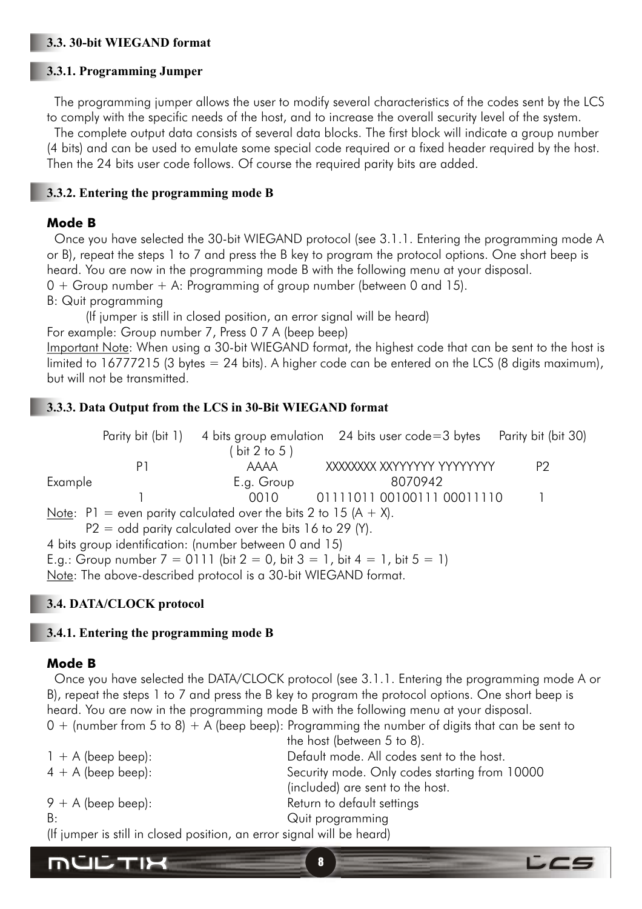## 3.3. 30-bit WIEGAND format

### 3.3.1. Programming Jumper

The programming jumper allows the user to modify several characteristics of the codes sent by the LCS to comply with the specific needs of the host, and to increase the overall security level of the system.

The complete output data consists of several data blocks. The first block will indicate a group number (4 bits) and can be used to emulate some special code required or a fixed header required by the host. Then the 24 bits user code follows. Of course the required parity bits are added.

### 3.3.2. Entering the programming mode B

**Mode B**

Once you have selected the 30-bit WIEGAND protocol (see 3.1.1. Entering the programming mode A or B), repeat the steps 1 to 7 and press the B key to program the protocol options. One short beep is heard. You are now in the programming mode B with the following menu at your disposal.

0 + Group number + A: Programming of group number (between 0 and 15).

B: Quit programming

(If jumper is still in closed position, an error signal will be heard)

For example: Group number 7, Press 0 7 A (beep beep)

Important Note: When using a 30-bit WIEGAND format, the highest code that can be sent to the host is limited to 16777215 (3 bytes = 24 bits). A higher code can be entered on the LCS (8 digits maximum), but will not be transmitted.

### 3.3.3. Data Output from the LCS in 30-Bit WIEGAND format

| | Parity bit (bit 1) | 4 bits group emulation ( bit 2 to 5 ) | 24 bits user code=3 bytes | Parity bit (bit 30) |
|---|---|---|---|---|
| | P1 | AAAA | XXXXXXXX XXYYYYYY YYYYYYYY | P2 |
| Example | | E.g. Group | 8070942 | |
| | 1 | 0010 | 01111011 00100111 00011110 | 1 |

Note: P1 = even parity calculated over the bits 2 to 15 (A + X).

P2 = odd parity calculated over the bits 16 to 29 (Y).

4 bits group identification: (number between 0 and 15)

E.g.: Group number 7 = 0111 (bit 2 = 0, bit 3 = 1, bit 4 = 1, bit 5 = 1)

Note: The above-described protocol is a 30-bit WIEGAND format.

## 3.4. DATA/CLOCK protocol

### 3.4.1. Entering the programming mode B

**Mode B**

Once you have selected the DATA/CLOCK protocol (see 3.1.1. Entering the programming mode A or B), repeat the steps 1 to 7 and press the B key to program the protocol options. One short beep is heard. You are now in the programming mode B with the following menu at your disposal.

| | |
|---|---|
| 0 + (number from 5 to 8) + A (beep beep): | Programming the number of digits that can be sent to the host (between 5 to 8). |
| 1 + A (beep beep): | Default mode. All codes sent to the host. |
| 4 + A (beep beep): | Security mode. Only codes starting from 10000 (included) are sent to the host. |
| 9 + A (beep beep): | Return to default settings |
| B: | Quit programming |

(If jumper is still in closed position, an error signal will be heard)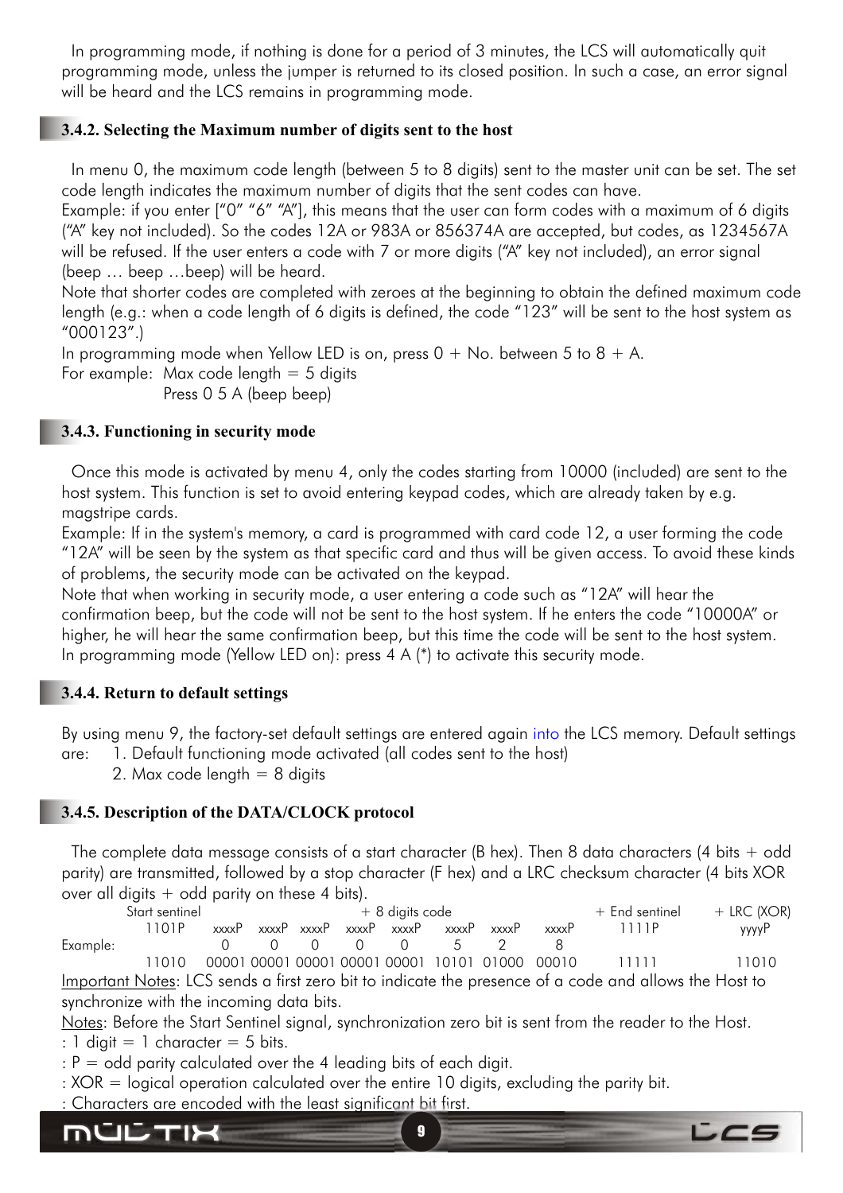In programming mode, if nothing is done for a period of 3 minutes, the LCS will automatically quit programming mode, unless the jumper is returned to its closed position. In such a case, an error signal will be heard and the LCS remains in programming mode.

### 3.4.2. Selecting the Maximum number of digits sent to the host

In menu 0, the maximum code length (between 5 to 8 digits) sent to the master unit can be set. The set code length indicates the maximum number of digits that the sent codes can have.
Example: if you enter ["0" "6" "A"], this means that the user can form codes with a maximum of 6 digits ("A" key not included). So the codes 12A or 983A or 856374A are accepted, but codes, as 1234567A will be refused. If the user enters a code with 7 or more digits ("A" key not included), an error signal (beep … beep …beep) will be heard.
Note that shorter codes are completed with zeroes at the beginning to obtain the defined maximum code length (e.g.: when a code length of 6 digits is defined, the code "123" will be sent to the host system as "000123".)
In programming mode when Yellow LED is on, press 0 + No. between 5 to 8 + A.
For example: Max code length = 5 digits
Press 0 5 A (beep beep)

### 3.4.3. Functioning in security mode

Once this mode is activated by menu 4, only the codes starting from 10000 (included) are sent to the host system. This function is set to avoid entering keypad codes, which are already taken by e.g. magstripe cards.
Example: If in the system's memory, a card is programmed with card code 12, a user forming the code "12A" will be seen by the system as that specific card and thus will be given access. To avoid these kinds of problems, the security mode can be activated on the keypad.
Note that when working in security mode, a user entering a code such as "12A" will hear the confirmation beep, but the code will not be sent to the host system. If he enters the code "10000A" or higher, he will hear the same confirmation beep, but this time the code will be sent to the host system.
In programming mode (Yellow LED on): press 4 A (*) to activate this security mode.

### 3.4.4. Return to default settings

By using menu 9, the factory-set default settings are entered again into the LCS memory. Default settings are:
1. Default functioning mode activated (all codes sent to the host)
2. Max code length = 8 digits

### 3.4.5. Description of the DATA/CLOCK protocol

The complete data message consists of a start character (B hex). Then 8 data characters (4 bits + odd parity) are transmitted, followed by a stop character (F hex) and a LRC checksum character (4 bits XOR over all digits + odd parity on these 4 bits).

| | Start sentinel | + 8 digits code | | | | | | | | + End sentinel | + LRC (XOR) |
|---|---|---|---|---|---|---|---|---|---|---|---|
| | 1101P | xxxxP | xxxxP | xxxxP | xxxxP | xxxxP | xxxxP | xxxxP | xxxxP | 1111P | yyyyP |
| Example: | | 0 | 0 | 0 | 0 | 0 | 5 | 2 | 8 | | |
| | 11010 | 00001 | 00001 | 00001 | 00001 | 00001 | 10101 | 01000 | 00010 | 11111 | 11010 |

Important Notes: LCS sends a first zero bit to indicate the presence of a code and allows the Host to synchronize with the incoming data bits.
Notes: Before the Start Sentinel signal, synchronization zero bit is sent from the reader to the Host.
: 1 digit = 1 character = 5 bits.
: P = odd parity calculated over the 4 leading bits of each digit.
: XOR = logical operation calculated over the entire 10 digits, excluding the parity bit.
: Characters are encoded with the least significant bit first.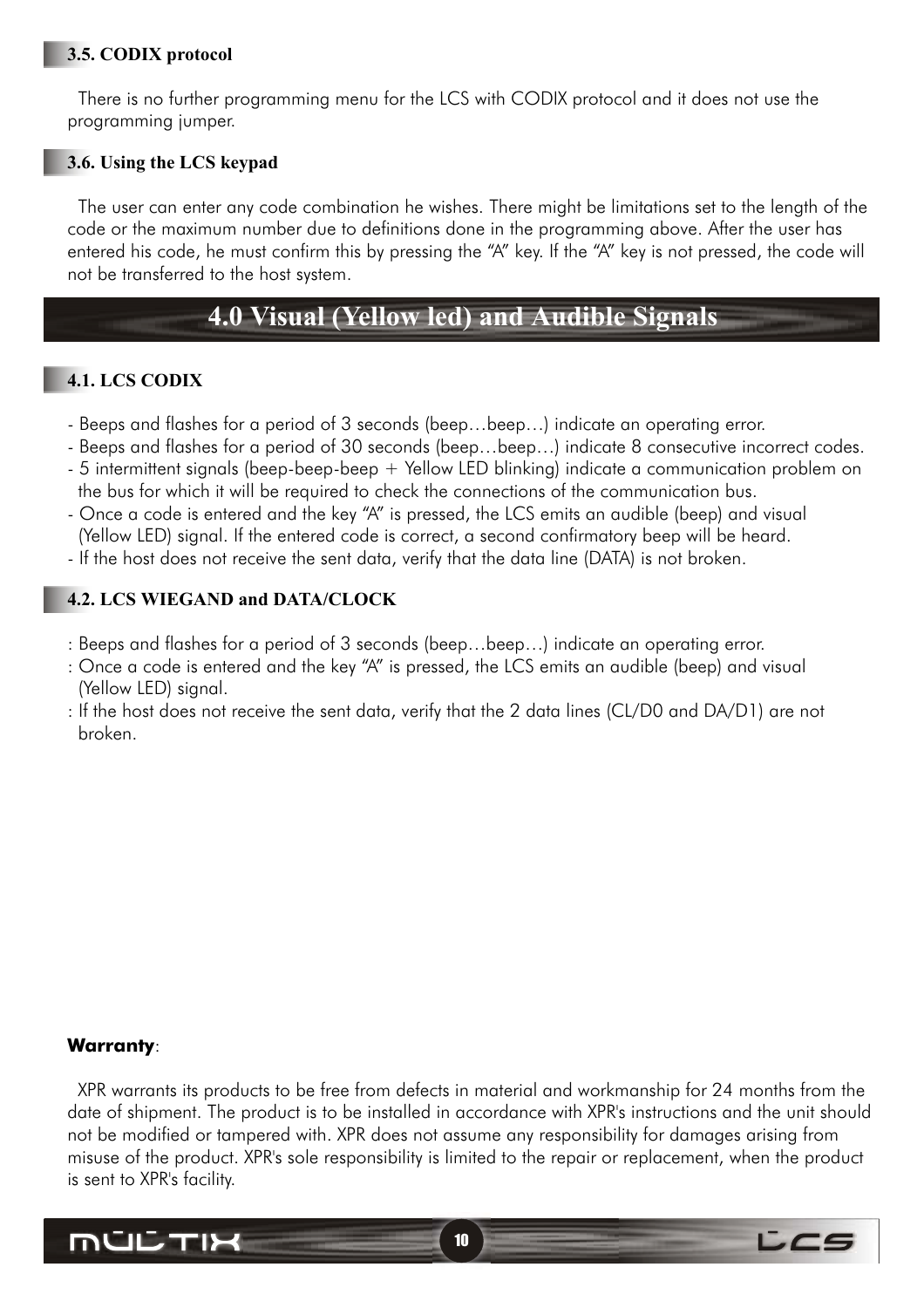### 3.5. CODIX protocol

There is no further programming menu for the LCS with CODIX protocol and it does not use the programming jumper.

### 3.6. Using the LCS keypad

The user can enter any code combination he wishes. There might be limitations set to the length of the code or the maximum number due to definitions done in the programming above. After the user has entered his code, he must confirm this by pressing the "A" key. If the "A" key is not pressed, the code will not be transferred to the host system.

## 4.0 Visual (Yellow led) and Audible Signals

### 4.1. LCS CODIX

- Beeps and flashes for a period of 3 seconds (beep…beep…) indicate an operating error.
- Beeps and flashes for a period of 30 seconds (beep…beep…) indicate 8 consecutive incorrect codes.
- 5 intermittent signals (beep-beep-beep + Yellow LED blinking) indicate a communication problem on the bus for which it will be required to check the connections of the communication bus.
- Once a code is entered and the key "A" is pressed, the LCS emits an audible (beep) and visual (Yellow LED) signal. If the entered code is correct, a second confirmatory beep will be heard.
- If the host does not receive the sent data, verify that the data line (DATA) is not broken.

### 4.2. LCS WIEGAND and DATA/CLOCK

: Beeps and flashes for a period of 3 seconds (beep…beep…) indicate an operating error.
: Once a code is entered and the key "A" is pressed, the LCS emits an audible (beep) and visual (Yellow LED) signal.
: If the host does not receive the sent data, verify that the 2 data lines (CL/D0 and DA/D1) are not broken.

**Warranty**:

XPR warrants its products to be free from defects in material and workmanship for 24 months from the date of shipment. The product is to be installed in accordance with XPR's instructions and the unit should not be modified or tampered with. XPR does not assume any responsibility for damages arising from misuse of the product. XPR's sole responsibility is limited to the repair or replacement, when the product is sent to XPR's facility.